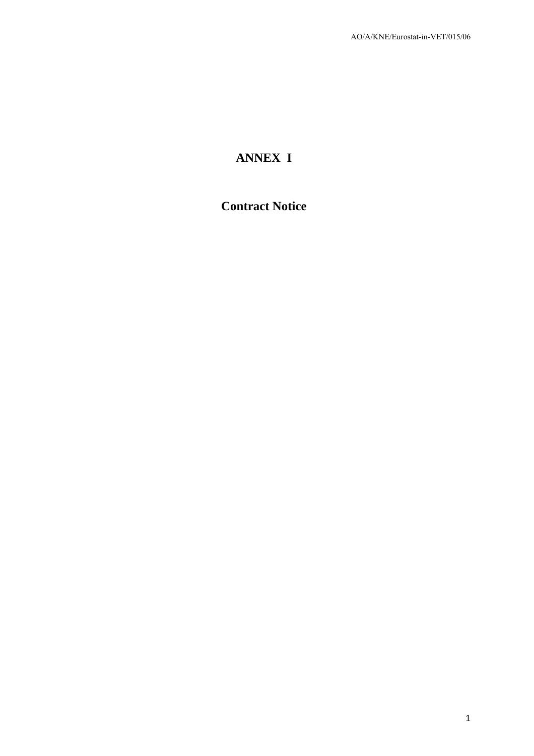# ANNEX I

## Contract Notice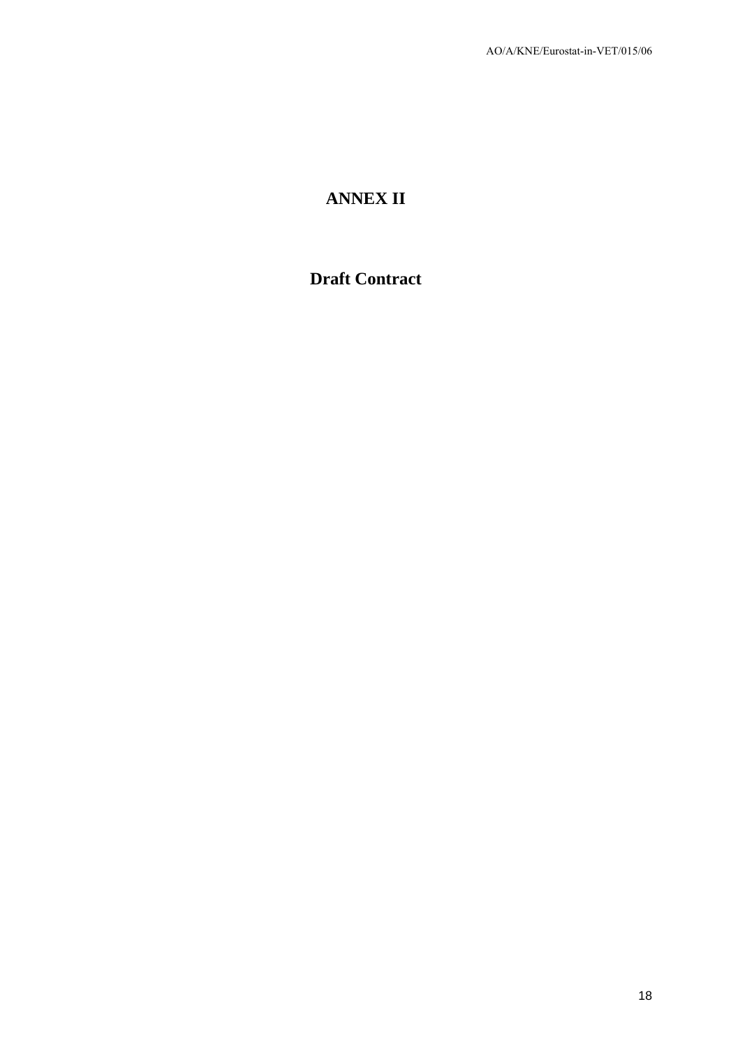# ANNEX II

## Draft Contract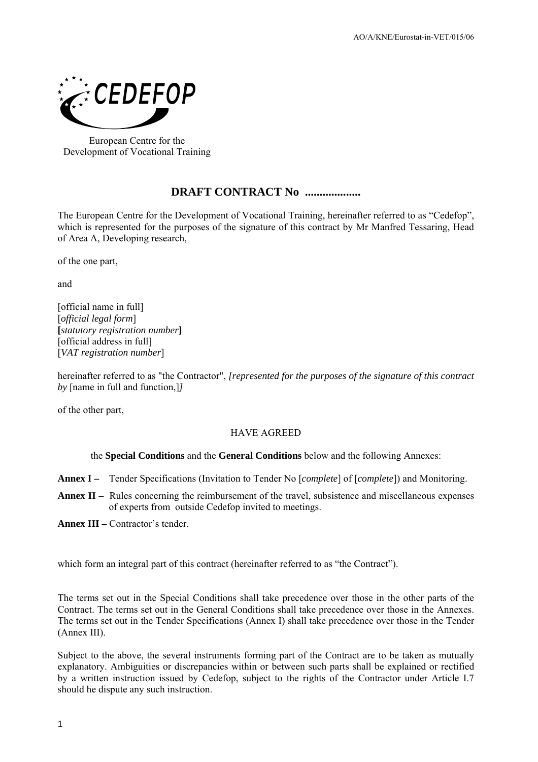European Centre for the Development of Vocational Training

# DRAFT CONTRACT No ..................

The European Centre for the Development of Vocational Training, hereinafter referred to as "Cedefop", which is represented for the purposes of the signature of this contract by Mr Manfred Tessaring, Head of Area A, Developing research,

of the one part,

and

[official name in full]
[*official legal form*]
**[***statutory registration number***]**
[official address in full]
[*VAT registration number*]

hereinafter referred to as "the Contractor", *[represented for the purposes of the signature of this contract by* [name in full and function,]*]*

of the other part,

HAVE AGREED

the **Special Conditions** and the **General Conditions** below and the following Annexes:

**Annex I –** Tender Specifications (Invitation to Tender No [*complete*] of [*complete*]) and Monitoring.

**Annex II –** Rules concerning the reimbursement of the travel, subsistence and miscellaneous expenses of experts from outside Cedefop invited to meetings.

**Annex III –** Contractor's tender.

which form an integral part of this contract (hereinafter referred to as "the Contract").

The terms set out in the Special Conditions shall take precedence over those in the other parts of the Contract. The terms set out in the General Conditions shall take precedence over those in the Annexes. The terms set out in the Tender Specifications (Annex I) shall take precedence over those in the Tender (Annex III).

Subject to the above, the several instruments forming part of the Contract are to be taken as mutually explanatory. Ambiguities or discrepancies within or between such parts shall be explained or rectified by a written instruction issued by Cedefop, subject to the rights of the Contractor under Article I.7 should he dispute any such instruction.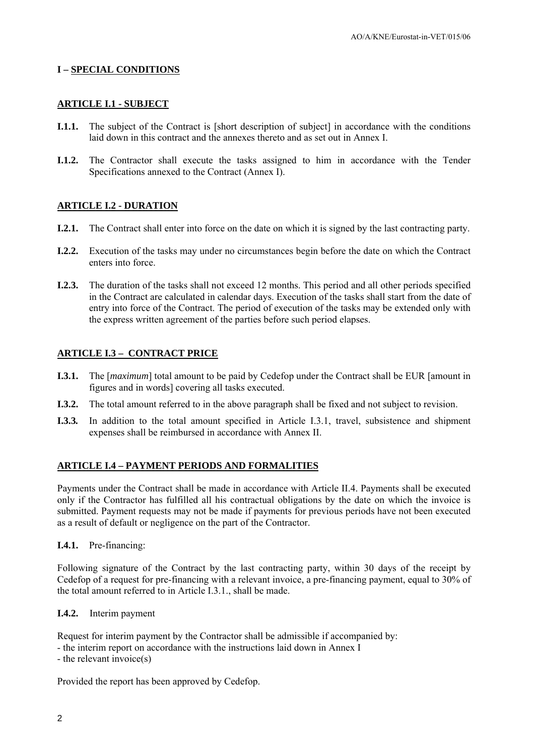## I – SPECIAL CONDITIONS

### ARTICLE I.1 - SUBJECT

**I.1.1.** The subject of the Contract is [short description of subject] in accordance with the conditions laid down in this contract and the annexes thereto and as set out in Annex I.

**I.1.2.** The Contractor shall execute the tasks assigned to him in accordance with the Tender Specifications annexed to the Contract (Annex I).

### ARTICLE I.2 - DURATION

**I.2.1.** The Contract shall enter into force on the date on which it is signed by the last contracting party.

**I.2.2.** Execution of the tasks may under no circumstances begin before the date on which the Contract enters into force.

**I.2.3.** The duration of the tasks shall not exceed 12 months. This period and all other periods specified in the Contract are calculated in calendar days. Execution of the tasks shall start from the date of entry into force of the Contract. The period of execution of the tasks may be extended only with the express written agreement of the parties before such period elapses.

### ARTICLE I.3 – CONTRACT PRICE

**I.3.1.** The [*maximum*] total amount to be paid by Cedefop under the Contract shall be EUR [amount in figures and in words] covering all tasks executed.

**I.3.2.** The total amount referred to in the above paragraph shall be fixed and not subject to revision.

**I.3.3.** In addition to the total amount specified in Article I.3.1, travel, subsistence and shipment expenses shall be reimbursed in accordance with Annex II.

### ARTICLE I.4 – PAYMENT PERIODS AND FORMALITIES

Payments under the Contract shall be made in accordance with Article II.4. Payments shall be executed only if the Contractor has fulfilled all his contractual obligations by the date on which the invoice is submitted. Payment requests may not be made if payments for previous periods have not been executed as a result of default or negligence on the part of the Contractor.

**I.4.1.** Pre-financing:

Following signature of the Contract by the last contracting party, within 30 days of the receipt by Cedefop of a request for pre-financing with a relevant invoice, a pre-financing payment, equal to 30% of the total amount referred to in Article I.3.1., shall be made.

**I.4.2.** Interim payment

Request for interim payment by the Contractor shall be admissible if accompanied by:
- the interim report on accordance with the instructions laid down in Annex I
- the relevant invoice(s)

Provided the report has been approved by Cedefop.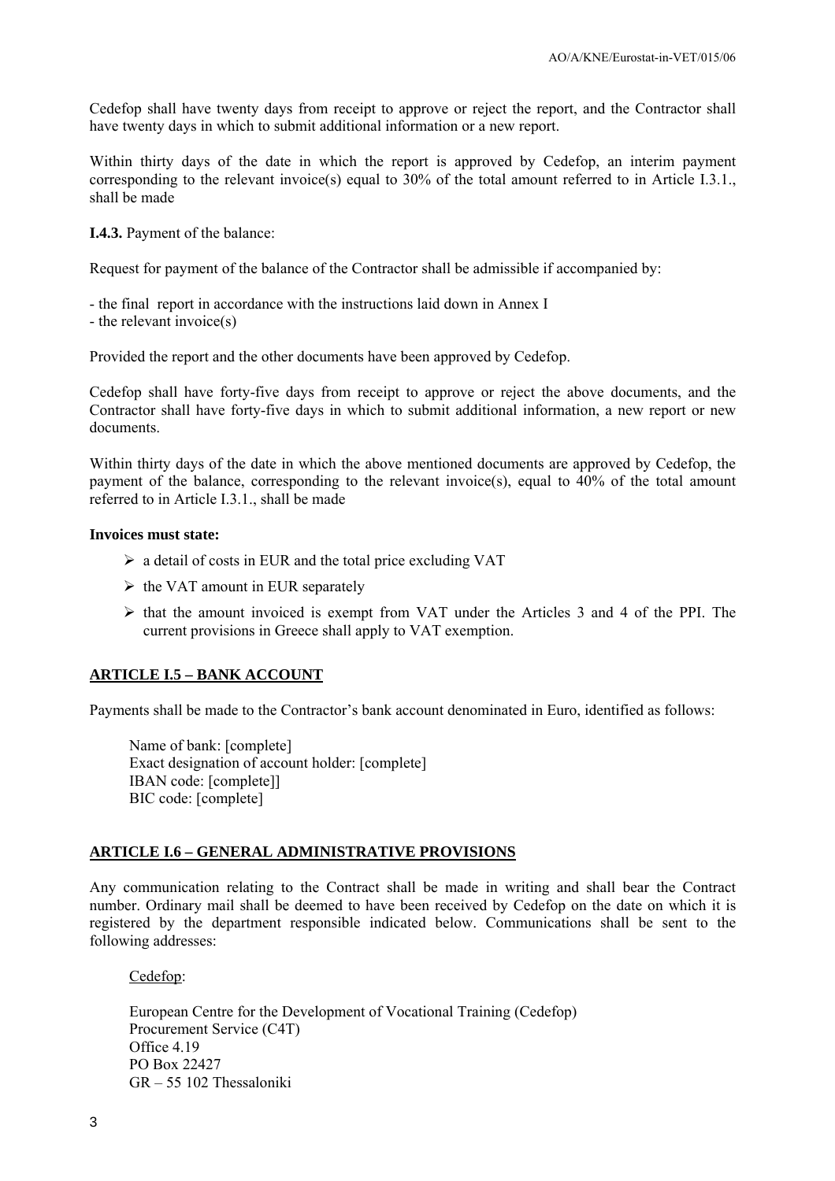Cedefop shall have twenty days from receipt to approve or reject the report, and the Contractor shall have twenty days in which to submit additional information or a new report.

Within thirty days of the date in which the report is approved by Cedefop, an interim payment corresponding to the relevant invoice(s) equal to 30% of the total amount referred to in Article I.3.1., shall be made

**I.4.3.** Payment of the balance:

Request for payment of the balance of the Contractor shall be admissible if accompanied by:

- the final report in accordance with the instructions laid down in Annex I
- the relevant invoice(s)

Provided the report and the other documents have been approved by Cedefop.

Cedefop shall have forty-five days from receipt to approve or reject the above documents, and the Contractor shall have forty-five days in which to submit additional information, a new report or new documents.

Within thirty days of the date in which the above mentioned documents are approved by Cedefop, the payment of the balance, corresponding to the relevant invoice(s), equal to 40% of the total amount referred to in Article I.3.1., shall be made

**Invoices must state:**

- a detail of costs in EUR and the total price excluding VAT
- the VAT amount in EUR separately
- that the amount invoiced is exempt from VAT under the Articles 3 and 4 of the PPI. The current provisions in Greece shall apply to VAT exemption.

## ARTICLE I.5 – BANK ACCOUNT

Payments shall be made to the Contractor's bank account denominated in Euro, identified as follows:

Name of bank: [complete]
Exact designation of account holder: [complete]
IBAN code: [complete]]
BIC code: [complete]

## ARTICLE I.6 – GENERAL ADMINISTRATIVE PROVISIONS

Any communication relating to the Contract shall be made in writing and shall bear the Contract number. Ordinary mail shall be deemed to have been received by Cedefop on the date on which it is registered by the department responsible indicated below. Communications shall be sent to the following addresses:

Cedefop:

European Centre for the Development of Vocational Training (Cedefop)
Procurement Service (C4T)
Office 4.19
PO Box 22427
GR – 55 102 Thessaloniki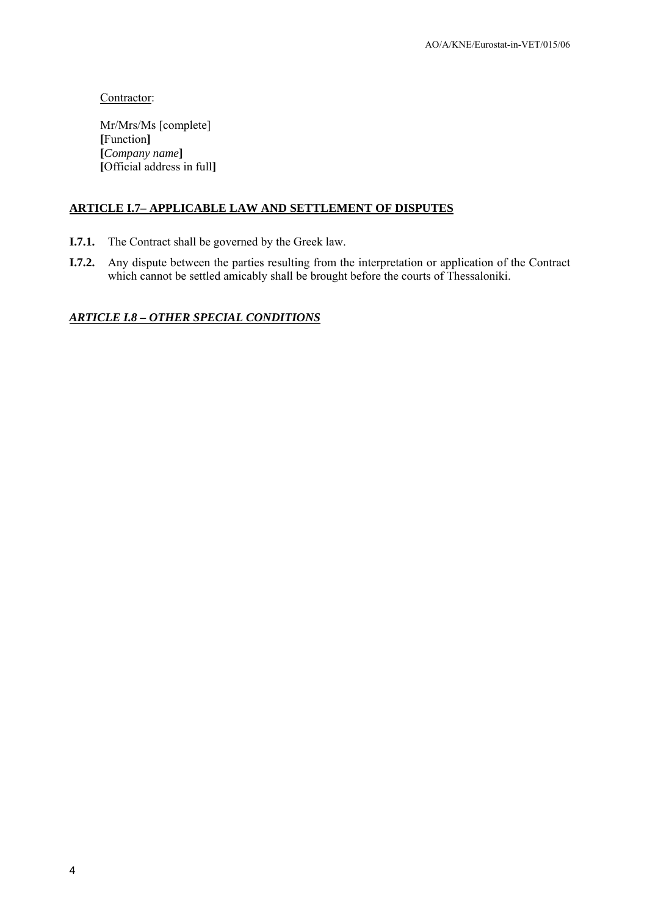Contractor:

Mr/Mrs/Ms [complete]
**[**Function**]**
**[***Company name***]**
**[**Official address in full**]**

## ARTICLE I.7– APPLICABLE LAW AND SETTLEMENT OF DISPUTES

**I.7.1.** The Contract shall be governed by the Greek law.

**I.7.2.** Any dispute between the parties resulting from the interpretation or application of the Contract which cannot be settled amicably shall be brought before the courts of Thessaloniki.

## *ARTICLE I.8 – OTHER SPECIAL CONDITIONS*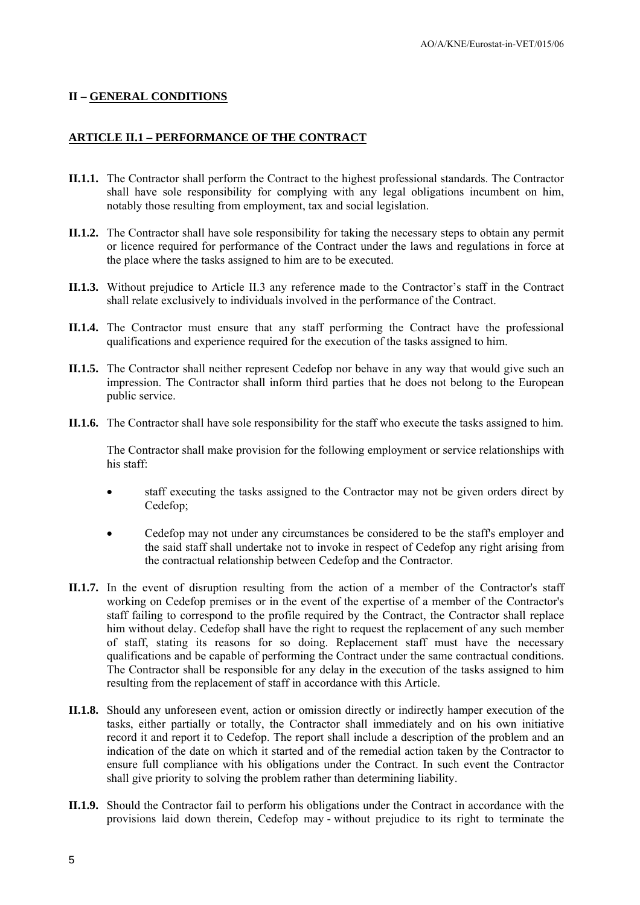## II – GENERAL CONDITIONS

### ARTICLE II.1 – PERFORMANCE OF THE CONTRACT

**II.1.1.** The Contractor shall perform the Contract to the highest professional standards. The Contractor shall have sole responsibility for complying with any legal obligations incumbent on him, notably those resulting from employment, tax and social legislation.

**II.1.2.** The Contractor shall have sole responsibility for taking the necessary steps to obtain any permit or licence required for performance of the Contract under the laws and regulations in force at the place where the tasks assigned to him are to be executed.

**II.1.3.** Without prejudice to Article II.3 any reference made to the Contractor's staff in the Contract shall relate exclusively to individuals involved in the performance of the Contract.

**II.1.4.** The Contractor must ensure that any staff performing the Contract have the professional qualifications and experience required for the execution of the tasks assigned to him.

**II.1.5.** The Contractor shall neither represent Cedefop nor behave in any way that would give such an impression. The Contractor shall inform third parties that he does not belong to the European public service.

**II.1.6.** The Contractor shall have sole responsibility for the staff who execute the tasks assigned to him.

The Contractor shall make provision for the following employment or service relationships with his staff:

- staff executing the tasks assigned to the Contractor may not be given orders direct by Cedefop;
- Cedefop may not under any circumstances be considered to be the staff's employer and the said staff shall undertake not to invoke in respect of Cedefop any right arising from the contractual relationship between Cedefop and the Contractor.

**II.1.7.** In the event of disruption resulting from the action of a member of the Contractor's staff working on Cedefop premises or in the event of the expertise of a member of the Contractor's staff failing to correspond to the profile required by the Contract, the Contractor shall replace him without delay. Cedefop shall have the right to request the replacement of any such member of staff, stating its reasons for so doing. Replacement staff must have the necessary qualifications and be capable of performing the Contract under the same contractual conditions. The Contractor shall be responsible for any delay in the execution of the tasks assigned to him resulting from the replacement of staff in accordance with this Article.

**II.1.8.** Should any unforeseen event, action or omission directly or indirectly hamper execution of the tasks, either partially or totally, the Contractor shall immediately and on his own initiative record it and report it to Cedefop. The report shall include a description of the problem and an indication of the date on which it started and of the remedial action taken by the Contractor to ensure full compliance with his obligations under the Contract. In such event the Contractor shall give priority to solving the problem rather than determining liability.

**II.1.9.** Should the Contractor fail to perform his obligations under the Contract in accordance with the provisions laid down therein, Cedefop may - without prejudice to its right to terminate the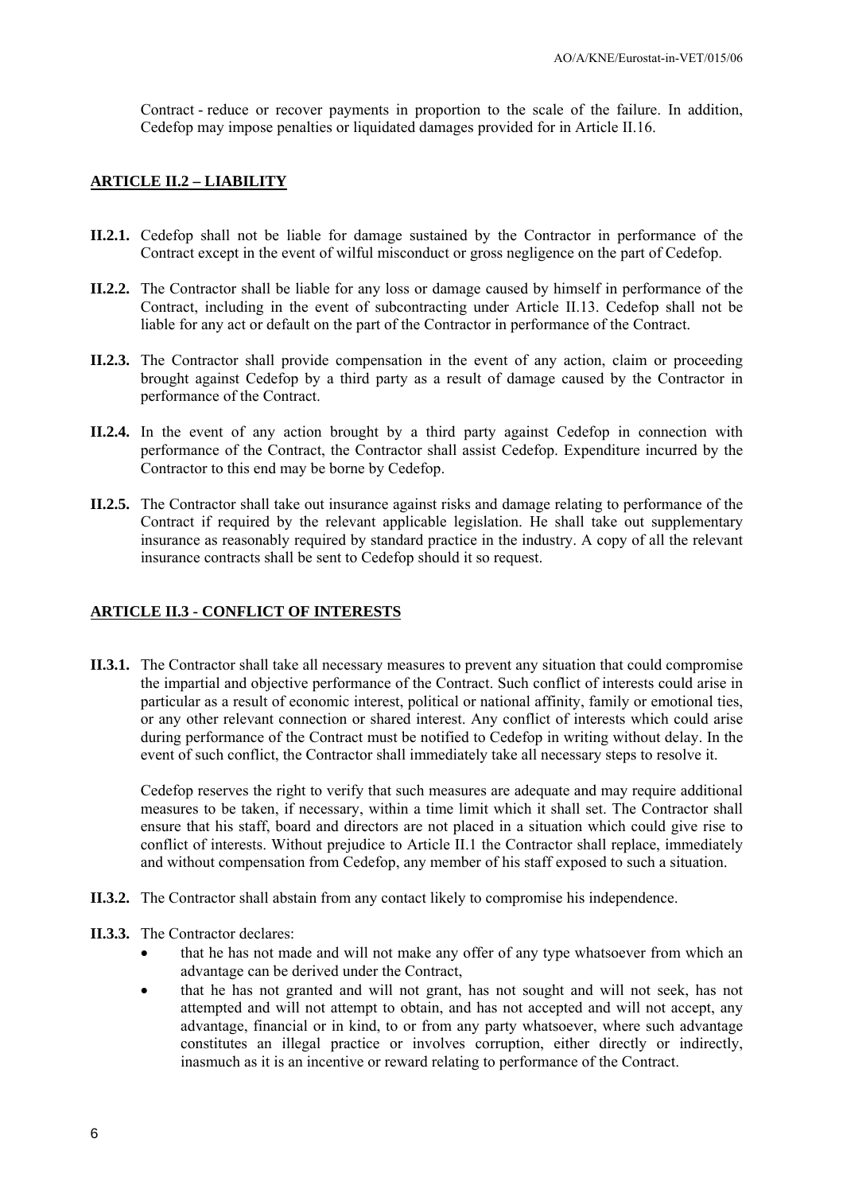Contract - reduce or recover payments in proportion to the scale of the failure. In addition, Cedefop may impose penalties or liquidated damages provided for in Article II.16.

## ARTICLE II.2 – LIABILITY

**II.2.1.** Cedefop shall not be liable for damage sustained by the Contractor in performance of the Contract except in the event of wilful misconduct or gross negligence on the part of Cedefop.

**II.2.2.** The Contractor shall be liable for any loss or damage caused by himself in performance of the Contract, including in the event of subcontracting under Article II.13. Cedefop shall not be liable for any act or default on the part of the Contractor in performance of the Contract.

**II.2.3.** The Contractor shall provide compensation in the event of any action, claim or proceeding brought against Cedefop by a third party as a result of damage caused by the Contractor in performance of the Contract.

**II.2.4.** In the event of any action brought by a third party against Cedefop in connection with performance of the Contract, the Contractor shall assist Cedefop. Expenditure incurred by the Contractor to this end may be borne by Cedefop.

**II.2.5.** The Contractor shall take out insurance against risks and damage relating to performance of the Contract if required by the relevant applicable legislation. He shall take out supplementary insurance as reasonably required by standard practice in the industry. A copy of all the relevant insurance contracts shall be sent to Cedefop should it so request.

## ARTICLE II.3 - CONFLICT OF INTERESTS

**II.3.1.** The Contractor shall take all necessary measures to prevent any situation that could compromise the impartial and objective performance of the Contract. Such conflict of interests could arise in particular as a result of economic interest, political or national affinity, family or emotional ties, or any other relevant connection or shared interest. Any conflict of interests which could arise during performance of the Contract must be notified to Cedefop in writing without delay. In the event of such conflict, the Contractor shall immediately take all necessary steps to resolve it.

Cedefop reserves the right to verify that such measures are adequate and may require additional measures to be taken, if necessary, within a time limit which it shall set. The Contractor shall ensure that his staff, board and directors are not placed in a situation which could give rise to conflict of interests. Without prejudice to Article II.1 the Contractor shall replace, immediately and without compensation from Cedefop, any member of his staff exposed to such a situation.

**II.3.2.** The Contractor shall abstain from any contact likely to compromise his independence.

**II.3.3.** The Contractor declares:

- that he has not made and will not make any offer of any type whatsoever from which an advantage can be derived under the Contract,
- that he has not granted and will not grant, has not sought and will not seek, has not attempted and will not attempt to obtain, and has not accepted and will not accept, any advantage, financial or in kind, to or from any party whatsoever, where such advantage constitutes an illegal practice or involves corruption, either directly or indirectly, inasmuch as it is an incentive or reward relating to performance of the Contract.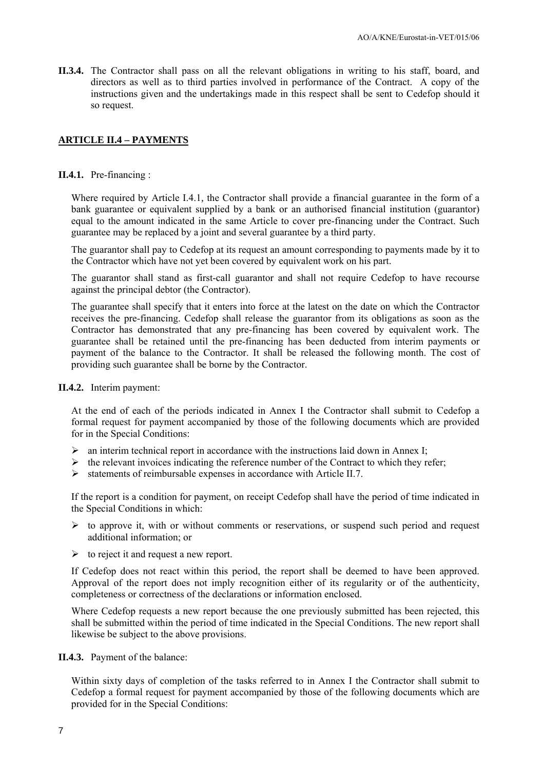**II.3.4.** The Contractor shall pass on all the relevant obligations in writing to his staff, board, and directors as well as to third parties involved in performance of the Contract. A copy of the instructions given and the undertakings made in this respect shall be sent to Cedefop should it so request.

## ARTICLE II.4 – PAYMENTS

**II.4.1.** Pre-financing :

Where required by Article I.4.1, the Contractor shall provide a financial guarantee in the form of a bank guarantee or equivalent supplied by a bank or an authorised financial institution (guarantor) equal to the amount indicated in the same Article to cover pre-financing under the Contract. Such guarantee may be replaced by a joint and several guarantee by a third party.

The guarantor shall pay to Cedefop at its request an amount corresponding to payments made by it to the Contractor which have not yet been covered by equivalent work on his part.

The guarantor shall stand as first-call guarantor and shall not require Cedefop to have recourse against the principal debtor (the Contractor).

The guarantee shall specify that it enters into force at the latest on the date on which the Contractor receives the pre-financing. Cedefop shall release the guarantor from its obligations as soon as the Contractor has demonstrated that any pre-financing has been covered by equivalent work. The guarantee shall be retained until the pre-financing has been deducted from interim payments or payment of the balance to the Contractor. It shall be released the following month. The cost of providing such guarantee shall be borne by the Contractor.

**II.4.2.** Interim payment:

At the end of each of the periods indicated in Annex I the Contractor shall submit to Cedefop a formal request for payment accompanied by those of the following documents which are provided for in the Special Conditions:

- an interim technical report in accordance with the instructions laid down in Annex I;
- the relevant invoices indicating the reference number of the Contract to which they refer;
- statements of reimbursable expenses in accordance with Article II.7.

If the report is a condition for payment, on receipt Cedefop shall have the period of time indicated in the Special Conditions in which:

- to approve it, with or without comments or reservations, or suspend such period and request additional information; or
- to reject it and request a new report.

If Cedefop does not react within this period, the report shall be deemed to have been approved. Approval of the report does not imply recognition either of its regularity or of the authenticity, completeness or correctness of the declarations or information enclosed.

Where Cedefop requests a new report because the one previously submitted has been rejected, this shall be submitted within the period of time indicated in the Special Conditions. The new report shall likewise be subject to the above provisions.

**II.4.3.** Payment of the balance:

Within sixty days of completion of the tasks referred to in Annex I the Contractor shall submit to Cedefop a formal request for payment accompanied by those of the following documents which are provided for in the Special Conditions: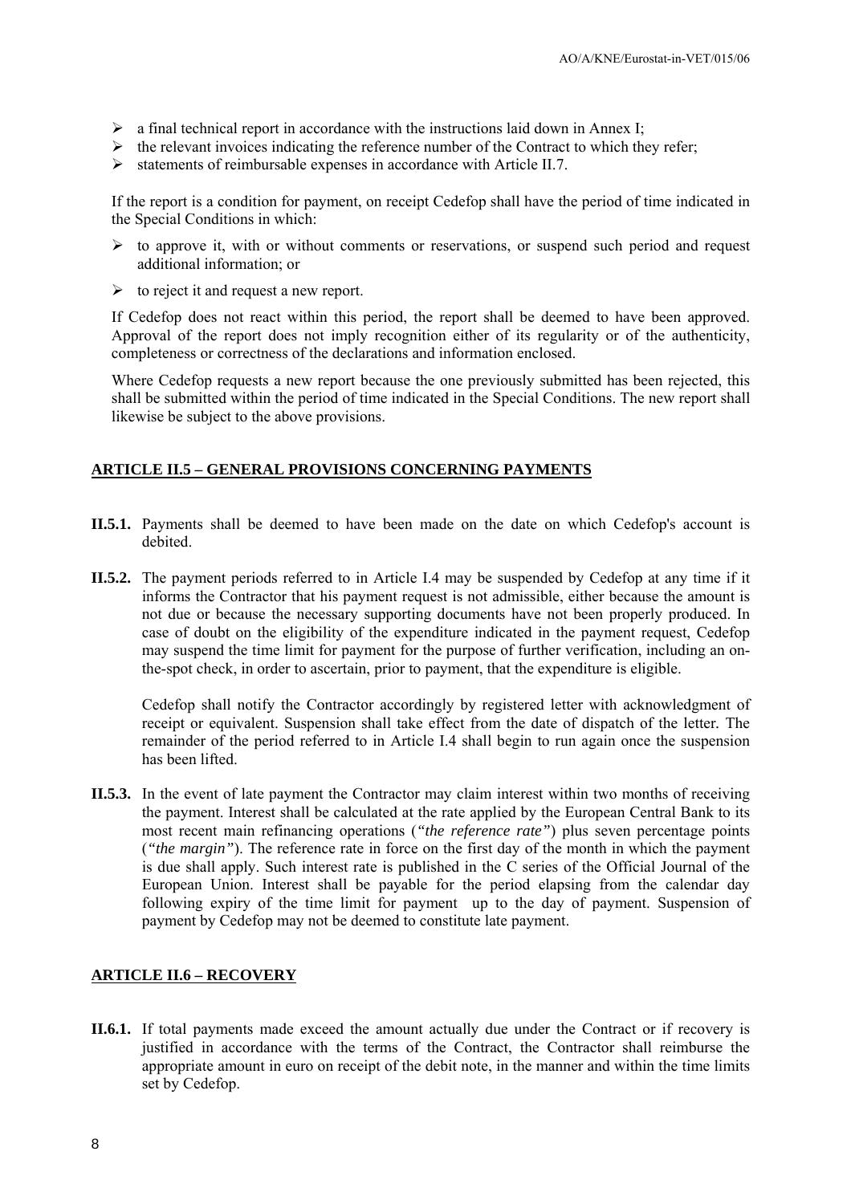- a final technical report in accordance with the instructions laid down in Annex I;
- the relevant invoices indicating the reference number of the Contract to which they refer;
- statements of reimbursable expenses in accordance with Article II.7.

If the report is a condition for payment, on receipt Cedefop shall have the period of time indicated in the Special Conditions in which:

- to approve it, with or without comments or reservations, or suspend such period and request additional information; or
- to reject it and request a new report.

If Cedefop does not react within this period, the report shall be deemed to have been approved. Approval of the report does not imply recognition either of its regularity or of the authenticity, completeness or correctness of the declarations and information enclosed.

Where Cedefop requests a new report because the one previously submitted has been rejected, this shall be submitted within the period of time indicated in the Special Conditions. The new report shall likewise be subject to the above provisions.

## ARTICLE II.5 – GENERAL PROVISIONS CONCERNING PAYMENTS

**II.5.1.** Payments shall be deemed to have been made on the date on which Cedefop's account is debited.

**II.5.2.** The payment periods referred to in Article I.4 may be suspended by Cedefop at any time if it informs the Contractor that his payment request is not admissible, either because the amount is not due or because the necessary supporting documents have not been properly produced. In case of doubt on the eligibility of the expenditure indicated in the payment request, Cedefop may suspend the time limit for payment for the purpose of further verification, including an on-the-spot check, in order to ascertain, prior to payment, that the expenditure is eligible.

Cedefop shall notify the Contractor accordingly by registered letter with acknowledgment of receipt or equivalent. Suspension shall take effect from the date of dispatch of the letter. The remainder of the period referred to in Article I.4 shall begin to run again once the suspension has been lifted.

**II.5.3.** In the event of late payment the Contractor may claim interest within two months of receiving the payment. Interest shall be calculated at the rate applied by the European Central Bank to its most recent main refinancing operations (*"the reference rate"*) plus seven percentage points (*"the margin"*). The reference rate in force on the first day of the month in which the payment is due shall apply. Such interest rate is published in the C series of the Official Journal of the European Union. Interest shall be payable for the period elapsing from the calendar day following expiry of the time limit for payment up to the day of payment. Suspension of payment by Cedefop may not be deemed to constitute late payment.

## ARTICLE II.6 – RECOVERY

**II.6.1.** If total payments made exceed the amount actually due under the Contract or if recovery is justified in accordance with the terms of the Contract, the Contractor shall reimburse the appropriate amount in euro on receipt of the debit note, in the manner and within the time limits set by Cedefop.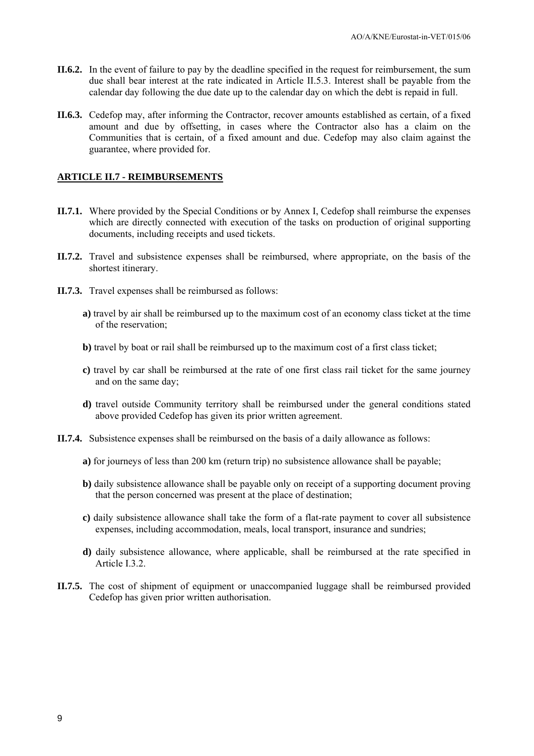**II.6.2.** In the event of failure to pay by the deadline specified in the request for reimbursement, the sum due shall bear interest at the rate indicated in Article II.5.3. Interest shall be payable from the calendar day following the due date up to the calendar day on which the debt is repaid in full.

**II.6.3.** Cedefop may, after informing the Contractor, recover amounts established as certain, of a fixed amount and due by offsetting, in cases where the Contractor also has a claim on the Communities that is certain, of a fixed amount and due. Cedefop may also claim against the guarantee, where provided for.

## ARTICLE II.7 - REIMBURSEMENTS

**II.7.1.** Where provided by the Special Conditions or by Annex I, Cedefop shall reimburse the expenses which are directly connected with execution of the tasks on production of original supporting documents, including receipts and used tickets.

**II.7.2.** Travel and subsistence expenses shall be reimbursed, where appropriate, on the basis of the shortest itinerary.

**II.7.3.** Travel expenses shall be reimbursed as follows:

**a)** travel by air shall be reimbursed up to the maximum cost of an economy class ticket at the time of the reservation;

**b)** travel by boat or rail shall be reimbursed up to the maximum cost of a first class ticket;

**c)** travel by car shall be reimbursed at the rate of one first class rail ticket for the same journey and on the same day;

**d)** travel outside Community territory shall be reimbursed under the general conditions stated above provided Cedefop has given its prior written agreement.

**II.7.4.** Subsistence expenses shall be reimbursed on the basis of a daily allowance as follows:

**a)** for journeys of less than 200 km (return trip) no subsistence allowance shall be payable;

**b)** daily subsistence allowance shall be payable only on receipt of a supporting document proving that the person concerned was present at the place of destination;

**c)** daily subsistence allowance shall take the form of a flat-rate payment to cover all subsistence expenses, including accommodation, meals, local transport, insurance and sundries;

**d)** daily subsistence allowance, where applicable, shall be reimbursed at the rate specified in Article I.3.2.

**II.7.5.** The cost of shipment of equipment or unaccompanied luggage shall be reimbursed provided Cedefop has given prior written authorisation.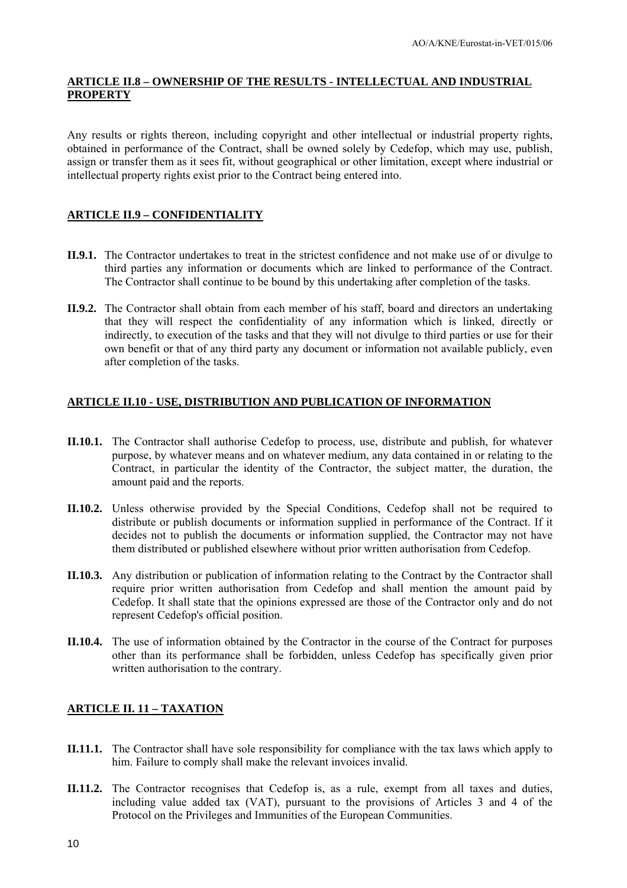## ARTICLE II.8 – OWNERSHIP OF THE RESULTS - INTELLECTUAL AND INDUSTRIAL PROPERTY

Any results or rights thereon, including copyright and other intellectual or industrial property rights, obtained in performance of the Contract, shall be owned solely by Cedefop, which may use, publish, assign or transfer them as it sees fit, without geographical or other limitation, except where industrial or intellectual property rights exist prior to the Contract being entered into.

## ARTICLE II.9 – CONFIDENTIALITY

**II.9.1.** The Contractor undertakes to treat in the strictest confidence and not make use of or divulge to third parties any information or documents which are linked to performance of the Contract. The Contractor shall continue to be bound by this undertaking after completion of the tasks.

**II.9.2.** The Contractor shall obtain from each member of his staff, board and directors an undertaking that they will respect the confidentiality of any information which is linked, directly or indirectly, to execution of the tasks and that they will not divulge to third parties or use for their own benefit or that of any third party any document or information not available publicly, even after completion of the tasks.

## ARTICLE II.10 - USE, DISTRIBUTION AND PUBLICATION OF INFORMATION

**II.10.1.** The Contractor shall authorise Cedefop to process, use, distribute and publish, for whatever purpose, by whatever means and on whatever medium, any data contained in or relating to the Contract, in particular the identity of the Contractor, the subject matter, the duration, the amount paid and the reports.

**II.10.2.** Unless otherwise provided by the Special Conditions, Cedefop shall not be required to distribute or publish documents or information supplied in performance of the Contract. If it decides not to publish the documents or information supplied, the Contractor may not have them distributed or published elsewhere without prior written authorisation from Cedefop.

**II.10.3.** Any distribution or publication of information relating to the Contract by the Contractor shall require prior written authorisation from Cedefop and shall mention the amount paid by Cedefop. It shall state that the opinions expressed are those of the Contractor only and do not represent Cedefop's official position.

**II.10.4.** The use of information obtained by the Contractor in the course of the Contract for purposes other than its performance shall be forbidden, unless Cedefop has specifically given prior written authorisation to the contrary.

## ARTICLE II. 11 – TAXATION

**II.11.1.** The Contractor shall have sole responsibility for compliance with the tax laws which apply to him. Failure to comply shall make the relevant invoices invalid.

**II.11.2.** The Contractor recognises that Cedefop is, as a rule, exempt from all taxes and duties, including value added tax (VAT), pursuant to the provisions of Articles 3 and 4 of the Protocol on the Privileges and Immunities of the European Communities.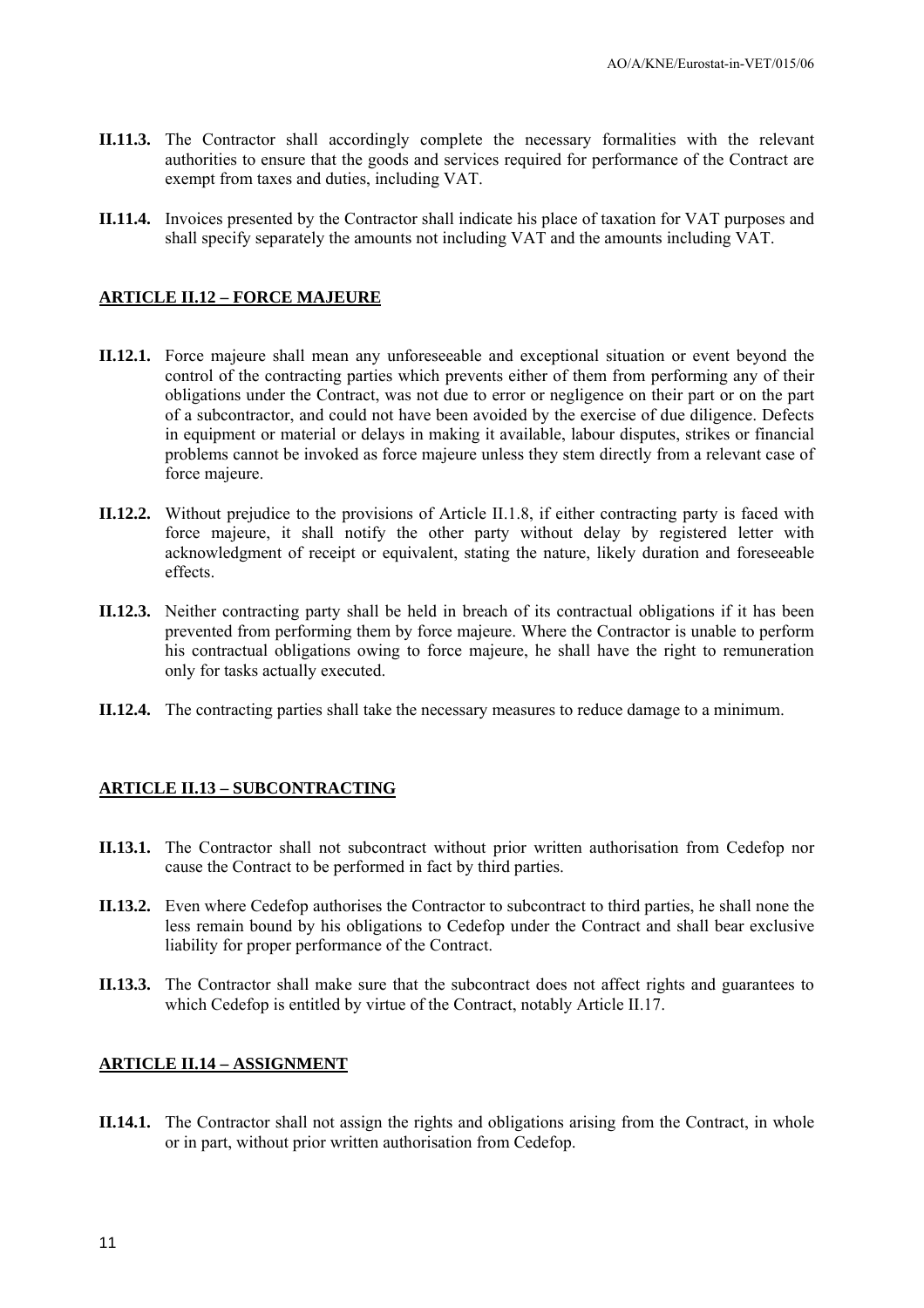**II.11.3.** The Contractor shall accordingly complete the necessary formalities with the relevant authorities to ensure that the goods and services required for performance of the Contract are exempt from taxes and duties, including VAT.

**II.11.4.** Invoices presented by the Contractor shall indicate his place of taxation for VAT purposes and shall specify separately the amounts not including VAT and the amounts including VAT.

## ARTICLE II.12 – FORCE MAJEURE

**II.12.1.** Force majeure shall mean any unforeseeable and exceptional situation or event beyond the control of the contracting parties which prevents either of them from performing any of their obligations under the Contract, was not due to error or negligence on their part or on the part of a subcontractor, and could not have been avoided by the exercise of due diligence. Defects in equipment or material or delays in making it available, labour disputes, strikes or financial problems cannot be invoked as force majeure unless they stem directly from a relevant case of force majeure.

**II.12.2.** Without prejudice to the provisions of Article II.1.8, if either contracting party is faced with force majeure, it shall notify the other party without delay by registered letter with acknowledgment of receipt or equivalent, stating the nature, likely duration and foreseeable effects.

**II.12.3.** Neither contracting party shall be held in breach of its contractual obligations if it has been prevented from performing them by force majeure. Where the Contractor is unable to perform his contractual obligations owing to force majeure, he shall have the right to remuneration only for tasks actually executed.

**II.12.4.** The contracting parties shall take the necessary measures to reduce damage to a minimum.

## ARTICLE II.13 – SUBCONTRACTING

**II.13.1.** The Contractor shall not subcontract without prior written authorisation from Cedefop nor cause the Contract to be performed in fact by third parties.

**II.13.2.** Even where Cedefop authorises the Contractor to subcontract to third parties, he shall none the less remain bound by his obligations to Cedefop under the Contract and shall bear exclusive liability for proper performance of the Contract.

**II.13.3.** The Contractor shall make sure that the subcontract does not affect rights and guarantees to which Cedefop is entitled by virtue of the Contract, notably Article II.17.

## ARTICLE II.14 – ASSIGNMENT

**II.14.1.** The Contractor shall not assign the rights and obligations arising from the Contract, in whole or in part, without prior written authorisation from Cedefop.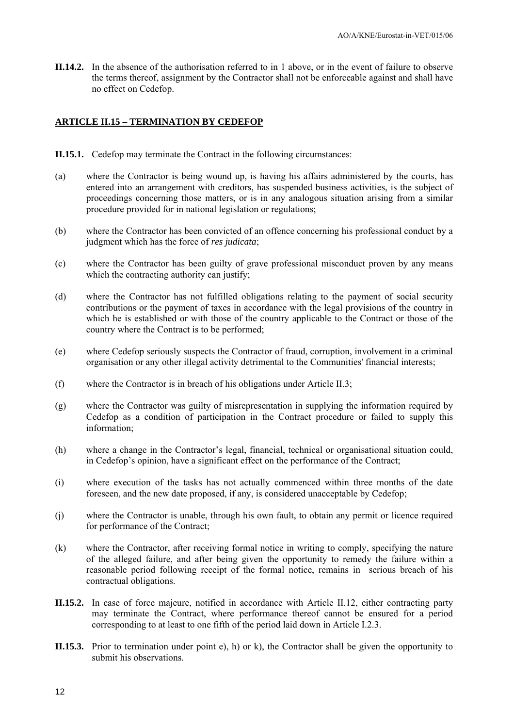**II.14.2.** In the absence of the authorisation referred to in 1 above, or in the event of failure to observe the terms thereof, assignment by the Contractor shall not be enforceable against and shall have no effect on Cedefop.

## ARTICLE II.15 – TERMINATION BY CEDEFOP

**II.15.1.** Cedefop may terminate the Contract in the following circumstances:

(a) where the Contractor is being wound up, is having his affairs administered by the courts, has entered into an arrangement with creditors, has suspended business activities, is the subject of proceedings concerning those matters, or is in any analogous situation arising from a similar procedure provided for in national legislation or regulations;

(b) where the Contractor has been convicted of an offence concerning his professional conduct by a judgment which has the force of *res judicata*;

(c) where the Contractor has been guilty of grave professional misconduct proven by any means which the contracting authority can justify;

(d) where the Contractor has not fulfilled obligations relating to the payment of social security contributions or the payment of taxes in accordance with the legal provisions of the country in which he is established or with those of the country applicable to the Contract or those of the country where the Contract is to be performed;

(e) where Cedefop seriously suspects the Contractor of fraud, corruption, involvement in a criminal organisation or any other illegal activity detrimental to the Communities' financial interests;

(f) where the Contractor is in breach of his obligations under Article II.3;

(g) where the Contractor was guilty of misrepresentation in supplying the information required by Cedefop as a condition of participation in the Contract procedure or failed to supply this information;

(h) where a change in the Contractor's legal, financial, technical or organisational situation could, in Cedefop's opinion, have a significant effect on the performance of the Contract;

(i) where execution of the tasks has not actually commenced within three months of the date foreseen, and the new date proposed, if any, is considered unacceptable by Cedefop;

(j) where the Contractor is unable, through his own fault, to obtain any permit or licence required for performance of the Contract;

(k) where the Contractor, after receiving formal notice in writing to comply, specifying the nature of the alleged failure, and after being given the opportunity to remedy the failure within a reasonable period following receipt of the formal notice, remains in serious breach of his contractual obligations.

**II.15.2.** In case of force majeure, notified in accordance with Article II.12, either contracting party may terminate the Contract, where performance thereof cannot be ensured for a period corresponding to at least to one fifth of the period laid down in Article I.2.3.

**II.15.3.** Prior to termination under point e), h) or k), the Contractor shall be given the opportunity to submit his observations.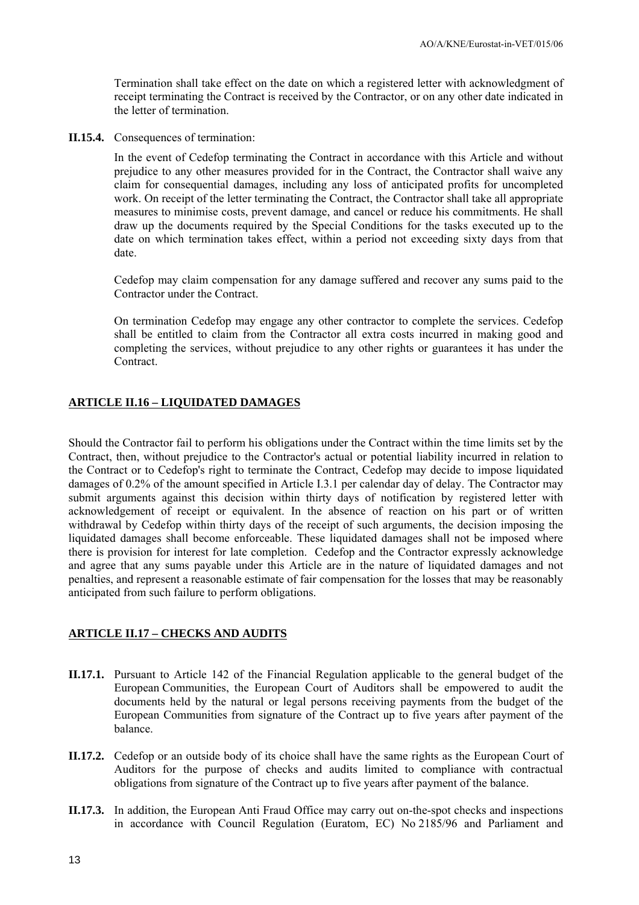Termination shall take effect on the date on which a registered letter with acknowledgment of receipt terminating the Contract is received by the Contractor, or on any other date indicated in the letter of termination.

**II.15.4.** Consequences of termination:

In the event of Cedefop terminating the Contract in accordance with this Article and without prejudice to any other measures provided for in the Contract, the Contractor shall waive any claim for consequential damages, including any loss of anticipated profits for uncompleted work. On receipt of the letter terminating the Contract, the Contractor shall take all appropriate measures to minimise costs, prevent damage, and cancel or reduce his commitments. He shall draw up the documents required by the Special Conditions for the tasks executed up to the date on which termination takes effect, within a period not exceeding sixty days from that date.

Cedefop may claim compensation for any damage suffered and recover any sums paid to the Contractor under the Contract.

On termination Cedefop may engage any other contractor to complete the services. Cedefop shall be entitled to claim from the Contractor all extra costs incurred in making good and completing the services, without prejudice to any other rights or guarantees it has under the Contract.

## ARTICLE II.16 – LIQUIDATED DAMAGES

Should the Contractor fail to perform his obligations under the Contract within the time limits set by the Contract, then, without prejudice to the Contractor's actual or potential liability incurred in relation to the Contract or to Cedefop's right to terminate the Contract, Cedefop may decide to impose liquidated damages of 0.2% of the amount specified in Article I.3.1 per calendar day of delay. The Contractor may submit arguments against this decision within thirty days of notification by registered letter with acknowledgement of receipt or equivalent. In the absence of reaction on his part or of written withdrawal by Cedefop within thirty days of the receipt of such arguments, the decision imposing the liquidated damages shall become enforceable. These liquidated damages shall not be imposed where there is provision for interest for late completion. Cedefop and the Contractor expressly acknowledge and agree that any sums payable under this Article are in the nature of liquidated damages and not penalties, and represent a reasonable estimate of fair compensation for the losses that may be reasonably anticipated from such failure to perform obligations.

## ARTICLE II.17 – CHECKS AND AUDITS

**II.17.1.** Pursuant to Article 142 of the Financial Regulation applicable to the general budget of the European Communities, the European Court of Auditors shall be empowered to audit the documents held by the natural or legal persons receiving payments from the budget of the European Communities from signature of the Contract up to five years after payment of the balance.

**II.17.2.** Cedefop or an outside body of its choice shall have the same rights as the European Court of Auditors for the purpose of checks and audits limited to compliance with contractual obligations from signature of the Contract up to five years after payment of the balance.

**II.17.3.** In addition, the European Anti Fraud Office may carry out on-the-spot checks and inspections in accordance with Council Regulation (Euratom, EC) No 2185/96 and Parliament and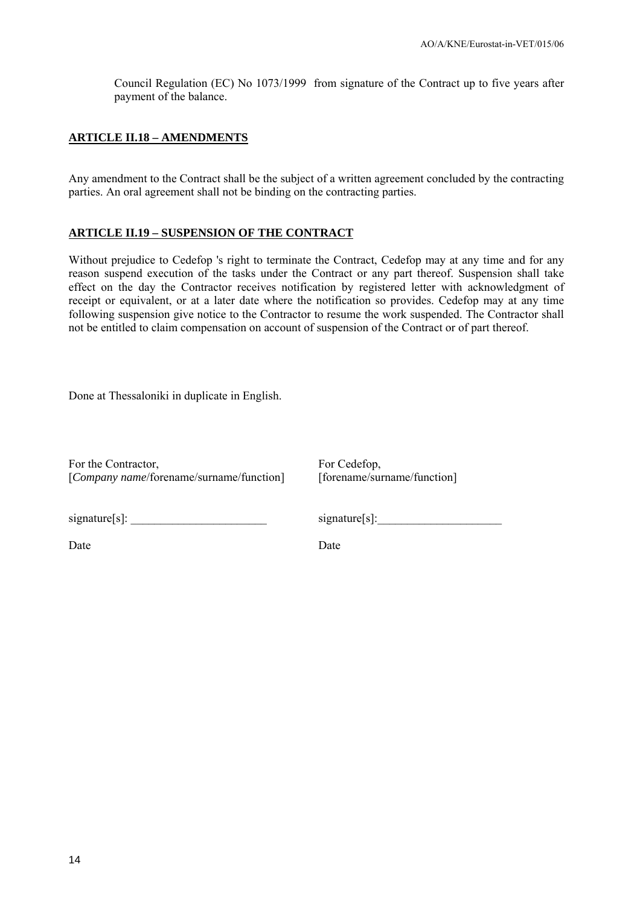Council Regulation (EC) No 1073/1999 from signature of the Contract up to five years after payment of the balance.

## ARTICLE II.18 – AMENDMENTS

Any amendment to the Contract shall be the subject of a written agreement concluded by the contracting parties. An oral agreement shall not be binding on the contracting parties.

## ARTICLE II.19 – SUSPENSION OF THE CONTRACT

Without prejudice to Cedefop 's right to terminate the Contract, Cedefop may at any time and for any reason suspend execution of the tasks under the Contract or any part thereof. Suspension shall take effect on the day the Contractor receives notification by registered letter with acknowledgment of receipt or equivalent, or at a later date where the notification so provides. Cedefop may at any time following suspension give notice to the Contractor to resume the work suspended. The Contractor shall not be entitled to claim compensation on account of suspension of the Contract or of part thereof.

Done at Thessaloniki in duplicate in English.

| For the Contractor,<br>[*Company name*/forename/surname/function] | For Cedefop,<br>[forename/surname/function] |
|---|---|
| signature[s]: _______________________ | signature[s]:_____________________ |
| Date | Date |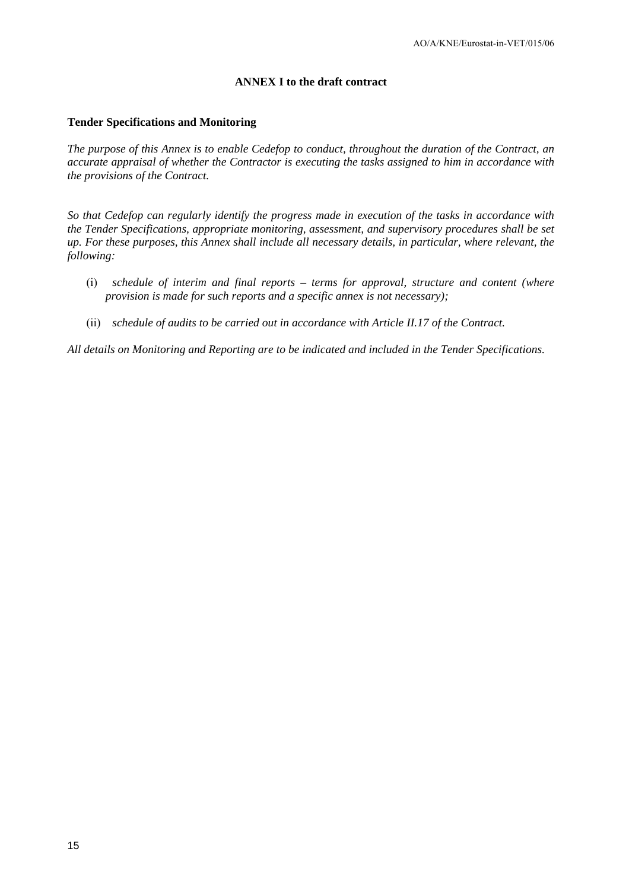**ANNEX I to the draft contract**

**Tender Specifications and Monitoring**

*The purpose of this Annex is to enable Cedefop to conduct, throughout the duration of the Contract, an accurate appraisal of whether the Contractor is executing the tasks assigned to him in accordance with the provisions of the Contract.*

*So that Cedefop can regularly identify the progress made in execution of the tasks in accordance with the Tender Specifications, appropriate monitoring, assessment, and supervisory procedures shall be set up. For these purposes, this Annex shall include all necessary details, in particular, where relevant, the following:*

(i) *schedule of interim and final reports – terms for approval, structure and content (where provision is made for such reports and a specific annex is not necessary);*

(ii) *schedule of audits to be carried out in accordance with Article II.17 of the Contract.*

*All details on Monitoring and Reporting are to be indicated and included in the Tender Specifications.*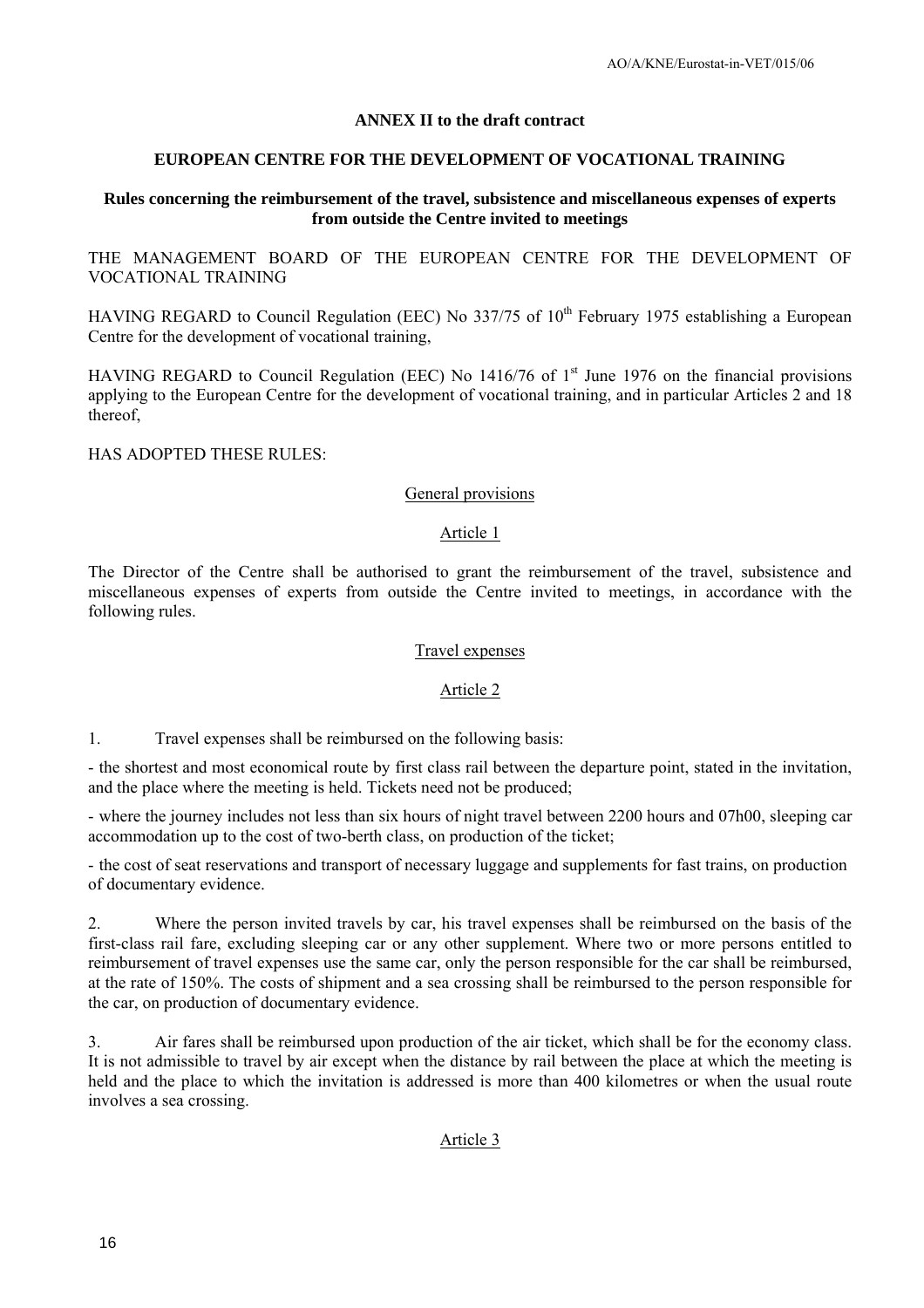**ANNEX II to the draft contract**

**EUROPEAN CENTRE FOR THE DEVELOPMENT OF VOCATIONAL TRAINING**

**Rules concerning the reimbursement of the travel, subsistence and miscellaneous expenses of experts from outside the Centre invited to meetings**

THE MANAGEMENT BOARD OF THE EUROPEAN CENTRE FOR THE DEVELOPMENT OF VOCATIONAL TRAINING

HAVING REGARD to Council Regulation (EEC) No 337/75 of 10th February 1975 establishing a European Centre for the development of vocational training,

HAVING REGARD to Council Regulation (EEC) No 1416/76 of 1st June 1976 on the financial provisions applying to the European Centre for the development of vocational training, and in particular Articles 2 and 18 thereof,

HAS ADOPTED THESE RULES:

General provisions

Article 1

The Director of the Centre shall be authorised to grant the reimbursement of the travel, subsistence and miscellaneous expenses of experts from outside the Centre invited to meetings, in accordance with the following rules.

Travel expenses

Article 2

1. Travel expenses shall be reimbursed on the following basis:

- the shortest and most economical route by first class rail between the departure point, stated in the invitation, and the place where the meeting is held. Tickets need not be produced;

- where the journey includes not less than six hours of night travel between 2200 hours and 07h00, sleeping car accommodation up to the cost of two-berth class, on production of the ticket;

- the cost of seat reservations and transport of necessary luggage and supplements for fast trains, on production of documentary evidence.

2. Where the person invited travels by car, his travel expenses shall be reimbursed on the basis of the first-class rail fare, excluding sleeping car or any other supplement. Where two or more persons entitled to reimbursement of travel expenses use the same car, only the person responsible for the car shall be reimbursed, at the rate of 150%. The costs of shipment and a sea crossing shall be reimbursed to the person responsible for the car, on production of documentary evidence.

3. Air fares shall be reimbursed upon production of the air ticket, which shall be for the economy class. It is not admissible to travel by air except when the distance by rail between the place at which the meeting is held and the place to which the invitation is addressed is more than 400 kilometres or when the usual route involves a sea crossing.

Article 3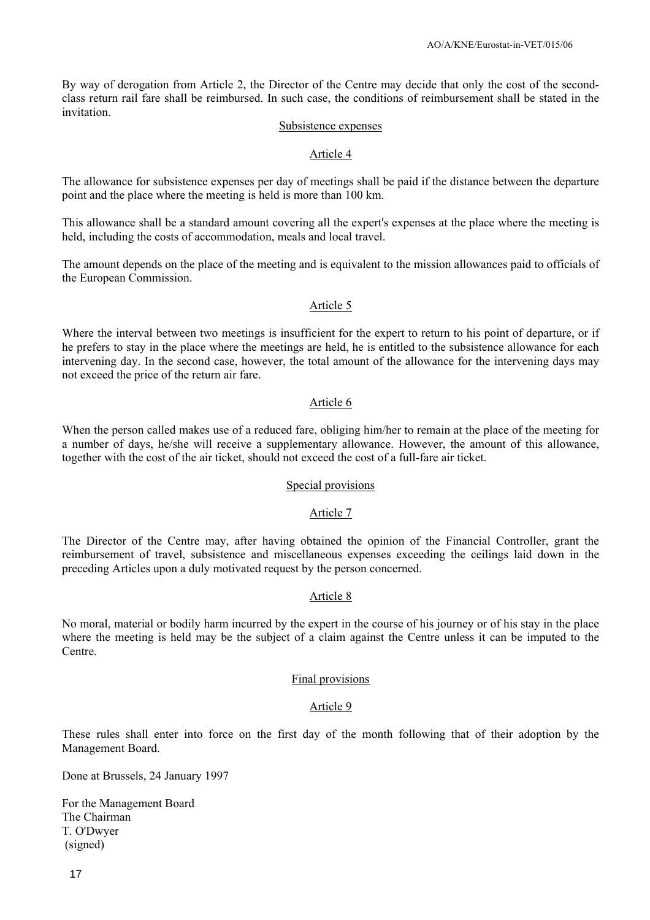By way of derogation from Article 2, the Director of the Centre may decide that only the cost of the second-class return rail fare shall be reimbursed. In such case, the conditions of reimbursement shall be stated in the invitation.

Subsistence expenses

Article 4

The allowance for subsistence expenses per day of meetings shall be paid if the distance between the departure point and the place where the meeting is held is more than 100 km.

This allowance shall be a standard amount covering all the expert's expenses at the place where the meeting is held, including the costs of accommodation, meals and local travel.

The amount depends on the place of the meeting and is equivalent to the mission allowances paid to officials of the European Commission.

Article 5

Where the interval between two meetings is insufficient for the expert to return to his point of departure, or if he prefers to stay in the place where the meetings are held, he is entitled to the subsistence allowance for each intervening day. In the second case, however, the total amount of the allowance for the intervening days may not exceed the price of the return air fare.

Article 6

When the person called makes use of a reduced fare, obliging him/her to remain at the place of the meeting for a number of days, he/she will receive a supplementary allowance. However, the amount of this allowance, together with the cost of the air ticket, should not exceed the cost of a full-fare air ticket.

Special provisions

Article 7

The Director of the Centre may, after having obtained the opinion of the Financial Controller, grant the reimbursement of travel, subsistence and miscellaneous expenses exceeding the ceilings laid down in the preceding Articles upon a duly motivated request by the person concerned.

Article 8

No moral, material or bodily harm incurred by the expert in the course of his journey or of his stay in the place where the meeting is held may be the subject of a claim against the Centre unless it can be imputed to the Centre.

Final provisions

Article 9

These rules shall enter into force on the first day of the month following that of their adoption by the Management Board.

Done at Brussels, 24 January 1997

For the Management Board
The Chairman
T. O'Dwyer
(signed)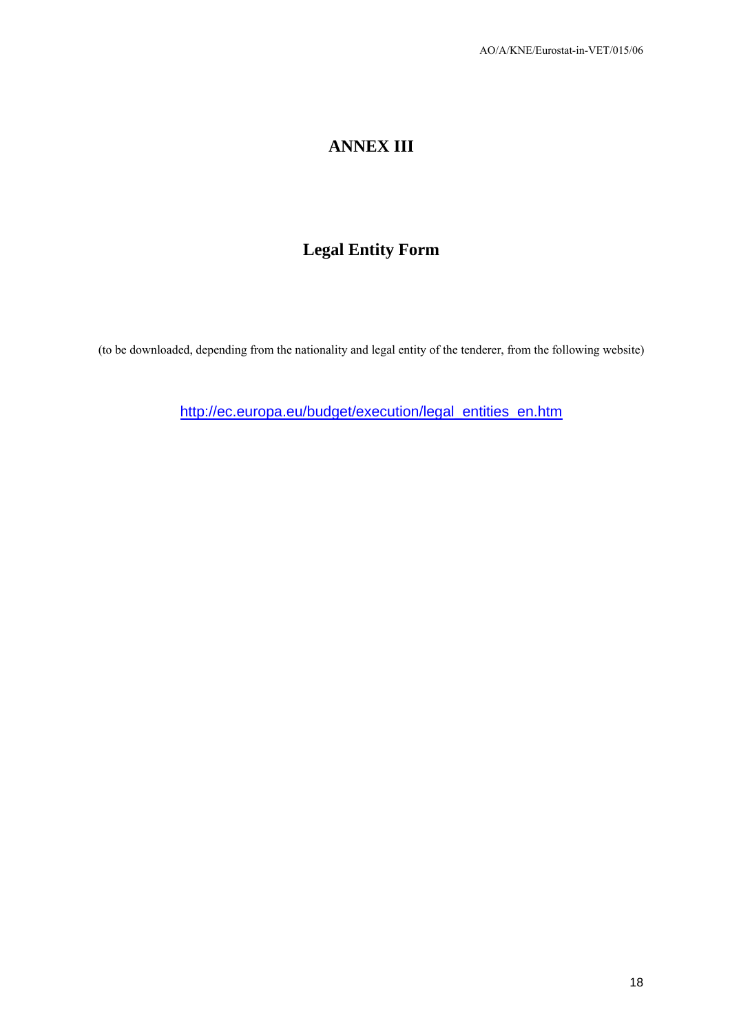# ANNEX III

## Legal Entity Form

(to be downloaded, depending from the nationality and legal entity of the tenderer, from the following website)

http://ec.europa.eu/budget/execution/legal_entities_en.htm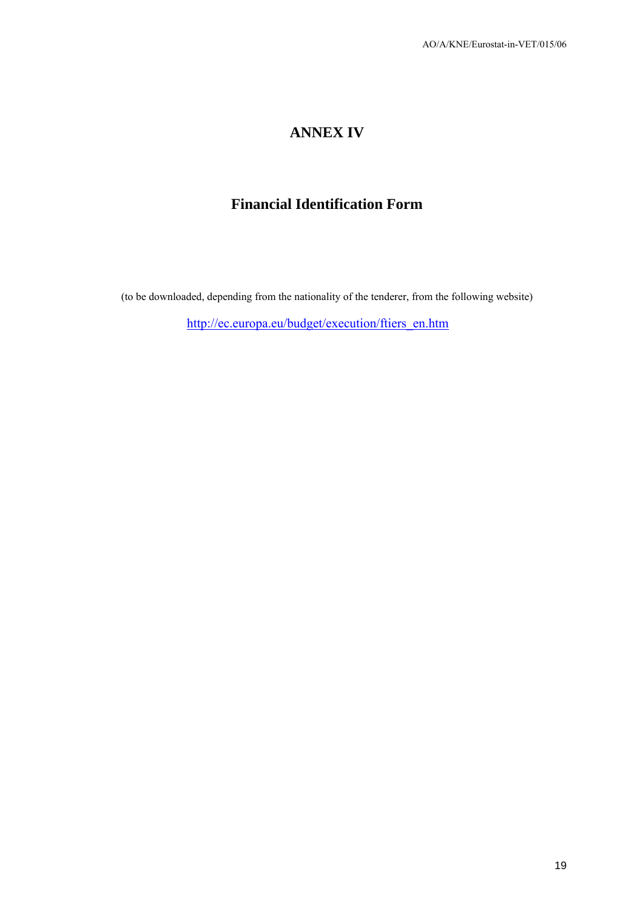# ANNEX IV

## Financial Identification Form

(to be downloaded, depending from the nationality of the tenderer, from the following website)

http://ec.europa.eu/budget/execution/ftiers_en.htm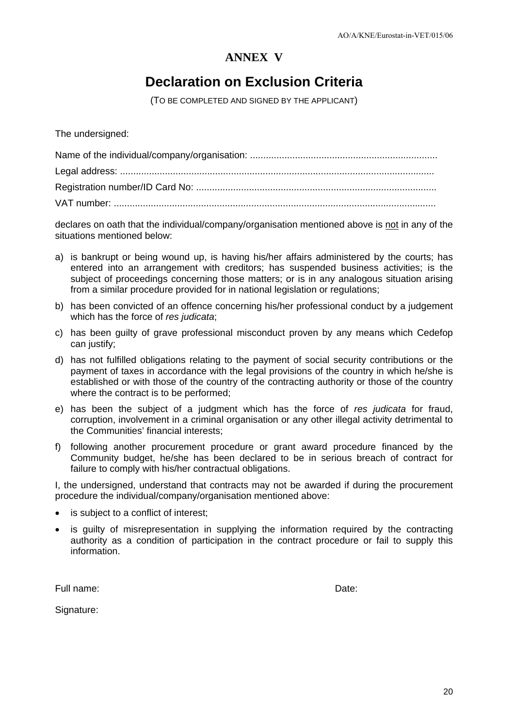# ANNEX V

## Declaration on Exclusion Criteria

(TO BE COMPLETED AND SIGNED BY THE APPLICANT)

The undersigned:

Name of the individual/company/organisation: .......................................................................

Legal address: .......................................................................................................................

Registration number/ID Card No: ...........................................................................................

VAT number: ..........................................................................................................................

declares on oath that the individual/company/organisation mentioned above is not in any of the situations mentioned below:

a) is bankrupt or being wound up, is having his/her affairs administered by the courts; has entered into an arrangement with creditors; has suspended business activities; is the subject of proceedings concerning those matters; or is in any analogous situation arising from a similar procedure provided for in national legislation or regulations;

b) has been convicted of an offence concerning his/her professional conduct by a judgement which has the force of *res judicata*;

c) has been guilty of grave professional misconduct proven by any means which Cedefop can justify;

d) has not fulfilled obligations relating to the payment of social security contributions or the payment of taxes in accordance with the legal provisions of the country in which he/she is established or with those of the country of the contracting authority or those of the country where the contract is to be performed;

e) has been the subject of a judgment which has the force of *res judicata* for fraud, corruption, involvement in a criminal organisation or any other illegal activity detrimental to the Communities' financial interests;

f) following another procurement procedure or grant award procedure financed by the Community budget, he/she has been declared to be in serious breach of contract for failure to comply with his/her contractual obligations.

I, the undersigned, understand that contracts may not be awarded if during the procurement procedure the individual/company/organisation mentioned above:

- is subject to a conflict of interest;
- is guilty of misrepresentation in supplying the information required by the contracting authority as a condition of participation in the contract procedure or fail to supply this information.

Full name: Date:

Signature: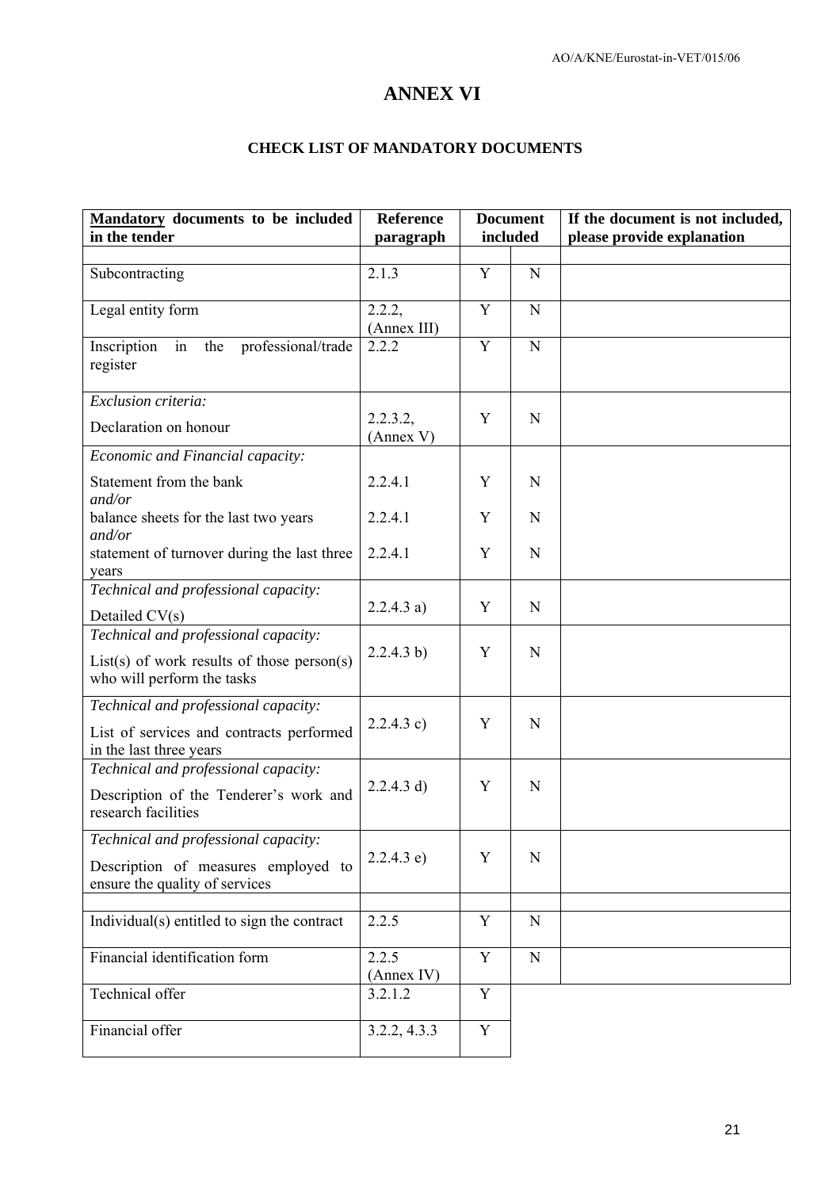# ANNEX VI

## CHECK LIST OF MANDATORY DOCUMENTS

| **Mandatory** documents to be included in the tender | Reference paragraph | Document included | | If the document is not included, please provide explanation |
|---|---|---|---|---|
| | | | | |
| Subcontracting | 2.1.3 | Y | N | |
| Legal entity form | 2.2.2, (Annex III) | Y | N | |
| Inscription in the professional/trade register | 2.2.2 | Y | N | |
| *Exclusion criteria:* Declaration on honour | 2.2.3.2, (Annex V) | Y | N | |
| *Economic and Financial capacity:* | | | | |
| Statement from the bank *and/or* | 2.2.4.1 | Y | N | |
| balance sheets for the last two years *and/or* | 2.2.4.1 | Y | N | |
| statement of turnover during the last three years | 2.2.4.1 | Y | N | |
| *Technical and professional capacity:* Detailed CV(s) | 2.2.4.3 a) | Y | N | |
| *Technical and professional capacity:* List(s) of work results of those person(s) who will perform the tasks | 2.2.4.3 b) | Y | N | |
| *Technical and professional capacity:* List of services and contracts performed in the last three years | 2.2.4.3 c) | Y | N | |
| *Technical and professional capacity:* Description of the Tenderer's work and research facilities | 2.2.4.3 d) | Y | N | |
| *Technical and professional capacity:* Description of measures employed to ensure the quality of services | 2.2.4.3 e) | Y | N | |
| | | | | |
| Individual(s) entitled to sign the contract | 2.2.5 | Y | N | |
| Financial identification form | 2.2.5 (Annex IV) | Y | N | |
| Technical offer | 3.2.1.2 | Y | | |
| Financial offer | 3.2.2, 4.3.3 | Y | | |